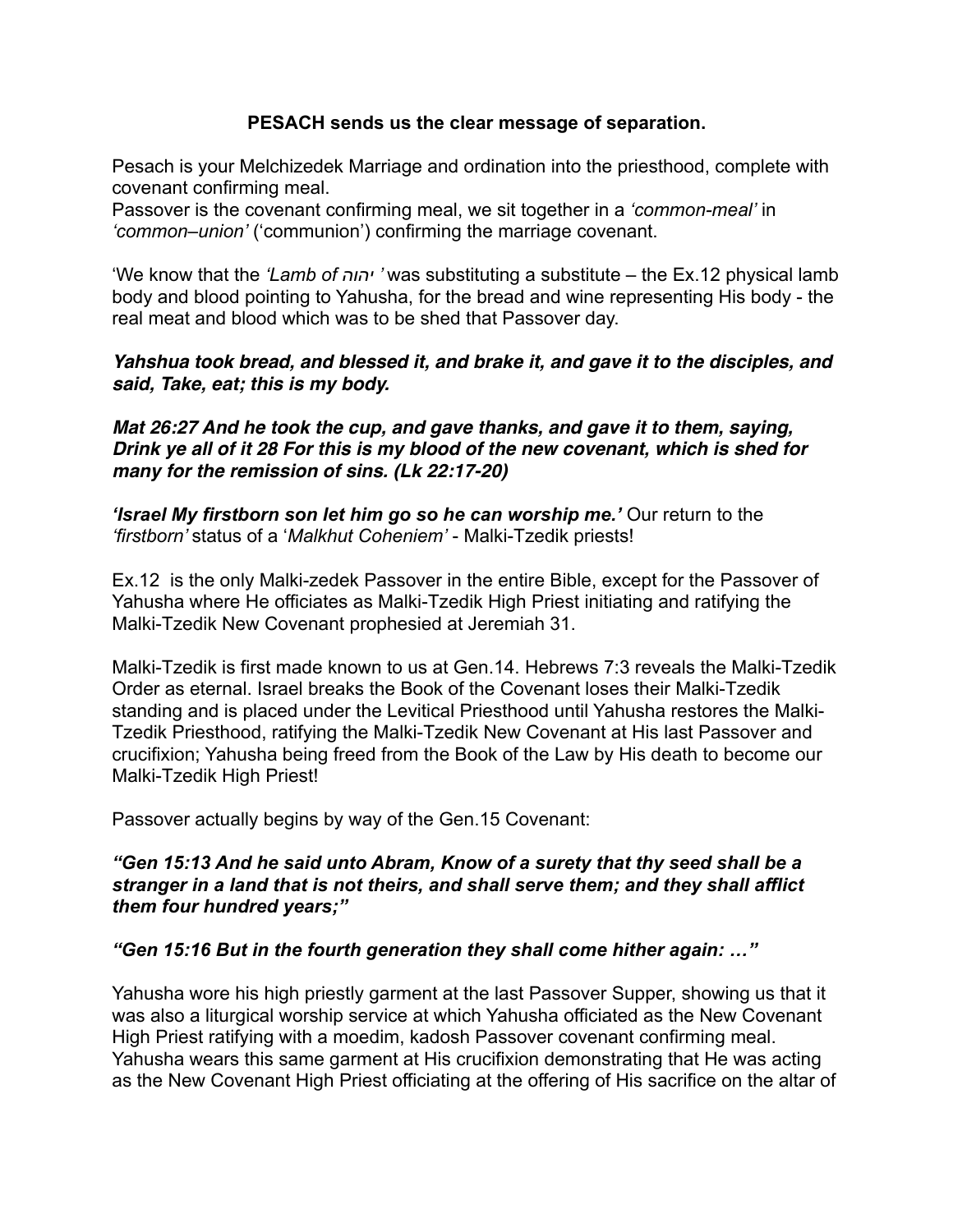**PESACH sends us the clear message of separation.**

Pesach is your Melchizedek Marriage and ordination into the priesthood, complete with covenant confirming meal.
Passover is the covenant confirming meal, we sit together in a *'common-meal'* in *'common–union'* ('communion') confirming the marriage covenant.

'We know that the *'Lamb of יהוה '* was substituting a substitute – the Ex.12 physical lamb body and blood pointing to Yahusha, for the bread and wine representing His body - the real meat and blood which was to be shed that Passover day.

***Yahshua took bread, and blessed it, and brake it, and gave it to the disciples, and said, Take, eat; this is my body.***

***Mat 26:27 And he took the cup, and gave thanks, and gave it to them, saying, Drink ye all of it 28 For this is my blood of the new covenant, which is shed for many for the remission of sins. (Lk 22:17-20)***

***'Israel My firstborn son let him go so he can worship me.'*** Our return to the *'firstborn'* status of a '*Malkhut Coheniem'* - Malki-Tzedik priests!

Ex.12 is the only Malki-zedek Passover in the entire Bible, except for the Passover of Yahusha where He officiates as Malki-Tzedik High Priest initiating and ratifying the Malki-Tzedik New Covenant prophesied at Jeremiah 31.

Malki-Tzedik is first made known to us at Gen.14. Hebrews 7:3 reveals the Malki-Tzedik Order as eternal. Israel breaks the Book of the Covenant loses their Malki-Tzedik standing and is placed under the Levitical Priesthood until Yahusha restores the Malki-Tzedik Priesthood, ratifying the Malki-Tzedik New Covenant at His last Passover and crucifixion; Yahusha being freed from the Book of the Law by His death to become our Malki-Tzedik High Priest!

Passover actually begins by way of the Gen.15 Covenant:

***"Gen 15:13 And he said unto Abram, Know of a surety that thy seed shall be a stranger in a land that is not theirs, and shall serve them; and they shall afflict them four hundred years;"***

***"Gen 15:16 But in the fourth generation they shall come hither again: …"***

Yahusha wore his high priestly garment at the last Passover Supper, showing us that it was also a liturgical worship service at which Yahusha officiated as the New Covenant High Priest ratifying with a moedim, kadosh Passover covenant confirming meal. Yahusha wears this same garment at His crucifixion demonstrating that He was acting as the New Covenant High Priest officiating at the offering of His sacrifice on the altar of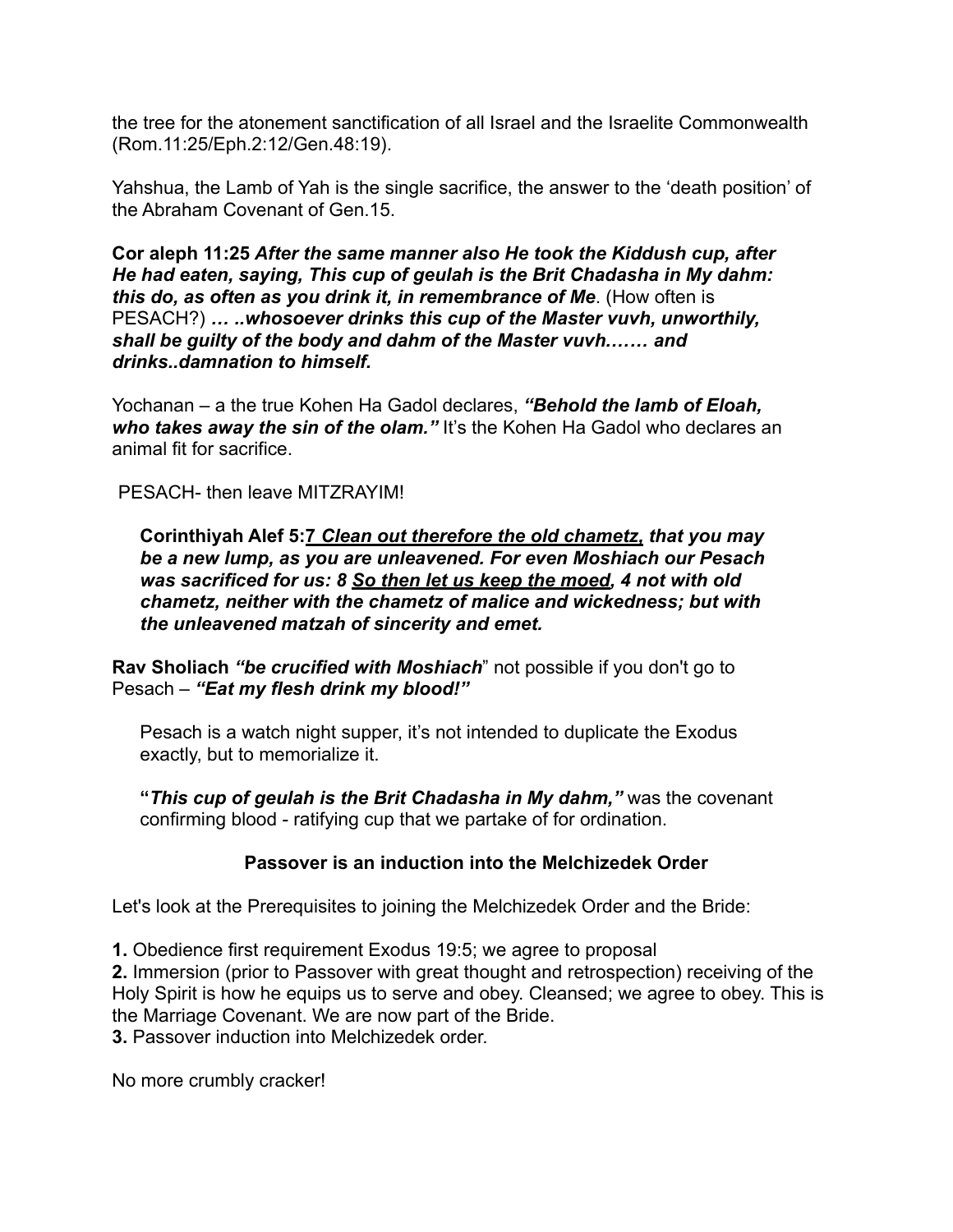the tree for the atonement sanctification of all Israel and the Israelite Commonwealth (Rom.11:25/Eph.2:12/Gen.48:19).

Yahshua, the Lamb of Yah is the single sacrifice, the answer to the 'death position' of the Abraham Covenant of Gen.15.

**Cor aleph 11:25** ***After the same manner also He took the Kiddush cup, after He had eaten, saying, This cup of geulah is the Brit Chadasha in My dahm: this do, as often as you drink it, in remembrance of Me***. (How often is PESACH?) ***… ..whosoever drinks this cup of the Master vuvh, unworthily, shall be guilty of the body and dahm of the Master vuvh……. and drinks..damnation to himself.***

Yochanan – a the true Kohen Ha Gadol declares, ***"Behold the lamb of Eloah, who takes away the sin of the olam."*** It's the Kohen Ha Gadol who declares an animal fit for sacrifice.

PESACH- then leave MITZRAYIM!

> **Corinthiyah Alef 5:**<u>7</u> ***<u>Clean out therefore the old chametz,</u> that you may be a new lump, as you are unleavened. For even Moshiach our Pesach was sacrificed for us: 8 <u>So then let us keep the moed</u>, 4 not with old chametz, neither with the chametz of malice and wickedness; but with the unleavened matzah of sincerity and emet.***

**Rav Sholiach** ***"be crucified with Moshiach***" not possible if you don't go to Pesach – ***"Eat my flesh drink my blood!"***

> Pesach is a watch night supper, it's not intended to duplicate the Exodus exactly, but to memorialize it.
>
> **"*This cup of geulah is the Brit Chadasha in My dahm,"*** was the covenant confirming blood - ratifying cup that we partake of for ordination.

**Passover is an induction into the Melchizedek Order**

Let's look at the Prerequisites to joining the Melchizedek Order and the Bride:

**1.** Obedience first requirement Exodus 19:5; we agree to proposal
**2.** Immersion (prior to Passover with great thought and retrospection) receiving of the Holy Spirit is how he equips us to serve and obey. Cleansed; we agree to obey. This is the Marriage Covenant. We are now part of the Bride.
**3.** Passover induction into Melchizedek order.

No more crumbly cracker!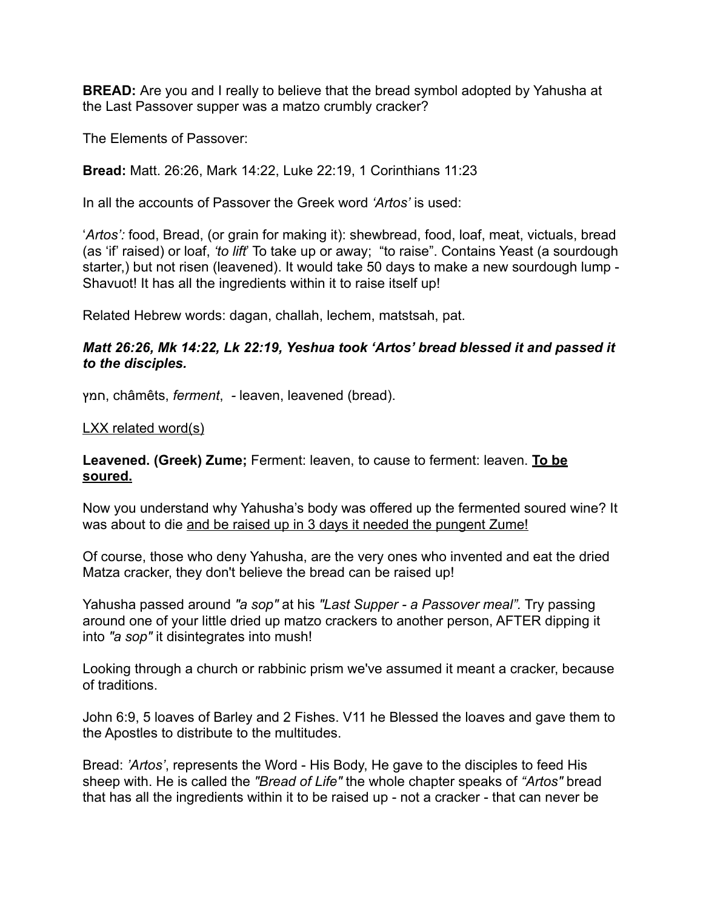**BREAD:** Are you and I really to believe that the bread symbol adopted by Yahusha at the Last Passover supper was a matzo crumbly cracker?

The Elements of Passover:

**Bread:** Matt. 26:26, Mark 14:22, Luke 22:19, 1 Corinthians 11:23

In all the accounts of Passover the Greek word *'Artos'* is used:

'*Artos':* food, Bread, (or grain for making it): shewbread, food, loaf, meat, victuals, bread (as 'if' raised) or loaf, *'to lift'* To take up or away; "to raise". Contains Yeast (a sourdough starter,) but not risen (leavened). It would take 50 days to make a new sourdough lump - Shavuot! It has all the ingredients within it to raise itself up!

Related Hebrew words: dagan, challah, lechem, matstsah, pat.

***Matt 26:26, Mk 14:22, Lk 22:19, Yeshua took 'Artos' bread blessed it and passed it to the disciples.***

חמץ, châmêts, *ferment*, - leaven, leavened (bread).

<u>LXX related word(s)</u>

**Leavened. (Greek) Zume;** Ferment: leaven, to cause to ferment: leaven. **<u>To be soured.</u>**

Now you understand why Yahusha's body was offered up the fermented soured wine? It was about to die <u>and be raised up in 3 days it needed the pungent Zume!</u>

Of course, those who deny Yahusha, are the very ones who invented and eat the dried Matza cracker, they don't believe the bread can be raised up!

Yahusha passed around *"a sop"* at his *"Last Supper - a Passover meal".* Try passing around one of your little dried up matzo crackers to another person, AFTER dipping it into *"a sop"* it disintegrates into mush!

Looking through a church or rabbinic prism we've assumed it meant a cracker, because of traditions.

John 6:9, 5 loaves of Barley and 2 Fishes. V11 he Blessed the loaves and gave them to the Apostles to distribute to the multitudes.

Bread: *'Artos'*, represents the Word - His Body, He gave to the disciples to feed His sheep with. He is called the *"Bread of Life"* the whole chapter speaks of *"Artos"* bread that has all the ingredients within it to be raised up - not a cracker - that can never be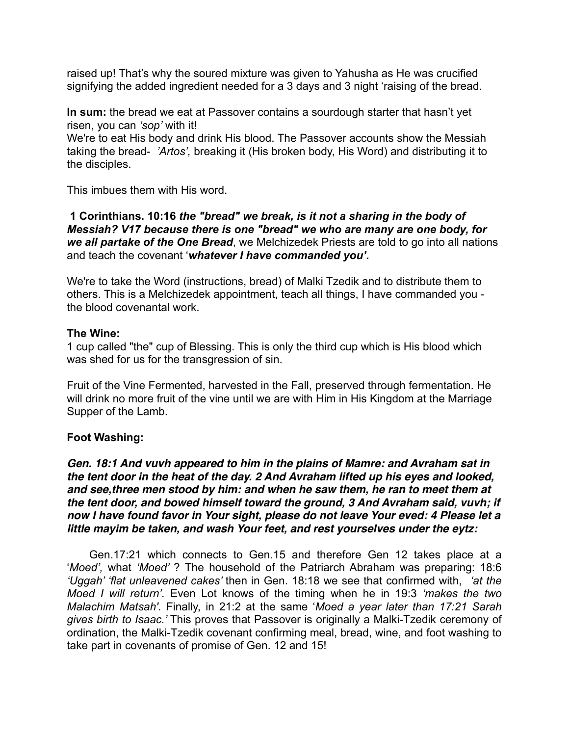raised up! That's why the soured mixture was given to Yahusha as He was crucified signifying the added ingredient needed for a 3 days and 3 night 'raising of the bread.

**In sum:** the bread we eat at Passover contains a sourdough starter that hasn't yet risen, you can *'sop'* with it!
We're to eat His body and drink His blood. The Passover accounts show the Messiah taking the bread- *'Artos',* breaking it (His broken body, His Word) and distributing it to the disciples.

This imbues them with His word.

**1 Corinthians. 10:16** ***the "bread" we break, is it not a sharing in the body of Messiah? V17 because there is one "bread" we who are many are one body, for we all partake of the One Bread***, we Melchizedek Priests are told to go into all nations and teach the covenant '***whatever I have commanded you'.***

We're to take the Word (instructions, bread) of Malki Tzedik and to distribute them to others. This is a Melchizedek appointment, teach all things, I have commanded you - the blood covenantal work.

**The Wine:**
1 cup called "the" cup of Blessing. This is only the third cup which is His blood which was shed for us for the transgression of sin.

Fruit of the Vine Fermented, harvested in the Fall, preserved through fermentation. He will drink no more fruit of the vine until we are with Him in His Kingdom at the Marriage Supper of the Lamb.

**Foot Washing:**

***Gen. 18:1 And vuvh appeared to him in the plains of Mamre: and Avraham sat in the tent door in the heat of the day. 2 And Avraham lifted up his eyes and looked, and see,three men stood by him: and when he saw them, he ran to meet them at the tent door, and bowed himself toward the ground, 3 And Avraham said, vuvh; if now I have found favor in Your sight, please do not leave Your eved: 4 Please let a little mayim be taken, and wash Your feet, and rest yourselves under the eytz:***

Gen.17:21 which connects to Gen.15 and therefore Gen 12 takes place at a '*Moed',* what *'Moed'* ? The household of the Patriarch Abraham was preparing: 18:6 *'Uggah' 'flat unleavened cakes'* then in Gen. 18:18 we see that confirmed with, *'at the Moed I will return'.* Even Lot knows of the timing when he in 19:3 *'makes the two Malachim Matsah'.* Finally, in 21:2 at the same '*Moed a year later than 17:21 Sarah gives birth to Isaac.'* This proves that Passover is originally a Malki-Tzedik ceremony of ordination, the Malki-Tzedik covenant confirming meal, bread, wine, and foot washing to take part in covenants of promise of Gen. 12 and 15!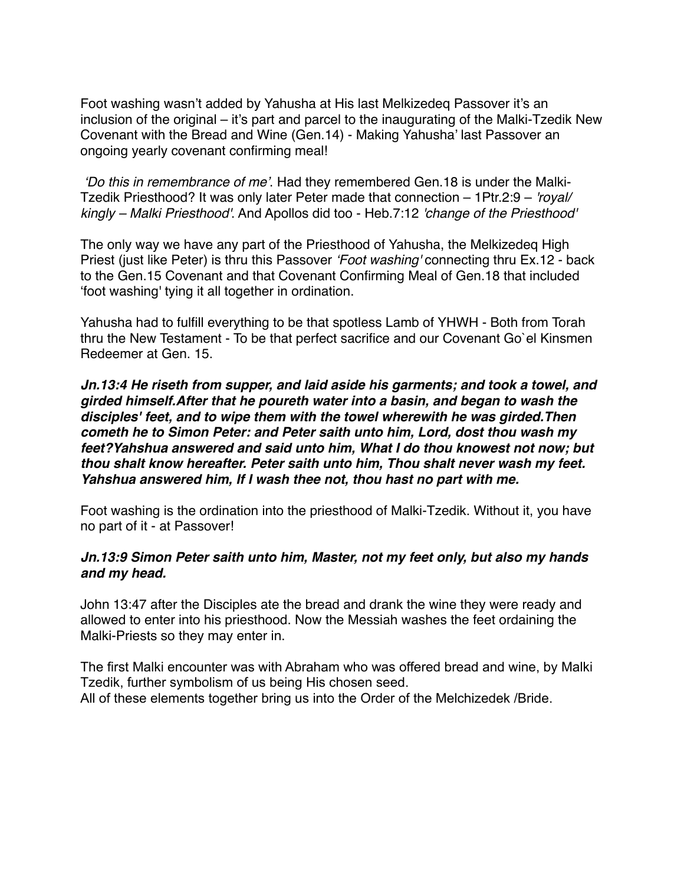Foot washing wasn't added by Yahusha at His last Melkizedeq Passover it's an inclusion of the original – it's part and parcel to the inaugurating of the Malki-Tzedik New Covenant with the Bread and Wine (Gen.14) - Making Yahusha' last Passover an ongoing yearly covenant confirming meal!

*'Do this in remembrance of me'*. Had they remembered Gen.18 is under the Malki-Tzedik Priesthood? It was only later Peter made that connection – 1Ptr.2:9 – *'royal/ kingly – Malki Priesthood'*. And Apollos did too - Heb.7:12 *'change of the Priesthood'*

The only way we have any part of the Priesthood of Yahusha, the Melkizedeq High Priest (just like Peter) is thru this Passover *'Foot washing'* connecting thru Ex.12 - back to the Gen.15 Covenant and that Covenant Confirming Meal of Gen.18 that included 'foot washing' tying it all together in ordination.

Yahusha had to fulfill everything to be that spotless Lamb of YHWH - Both from Torah thru the New Testament - To be that perfect sacrifice and our Covenant Go`el Kinsmen Redeemer at Gen. 15.

***Jn.13:4 He riseth from supper, and laid aside his garments; and took a towel, and girded himself.After that he poureth water into a basin, and began to wash the disciples' feet, and to wipe them with the towel wherewith he was girded.Then cometh he to Simon Peter: and Peter saith unto him, Lord, dost thou wash my feet?Yahshua answered and said unto him, What I do thou knowest not now; but thou shalt know hereafter. Peter saith unto him, Thou shalt never wash my feet. Yahshua answered him, If I wash thee not, thou hast no part with me.***

Foot washing is the ordination into the priesthood of Malki-Tzedik. Without it, you have no part of it - at Passover!

***Jn.13:9 Simon Peter saith unto him, Master, not my feet only, but also my hands and my head.***

John 13:47 after the Disciples ate the bread and drank the wine they were ready and allowed to enter into his priesthood. Now the Messiah washes the feet ordaining the Malki-Priests so they may enter in.

The first Malki encounter was with Abraham who was offered bread and wine, by Malki Tzedik, further symbolism of us being His chosen seed.
All of these elements together bring us into the Order of the Melchizedek /Bride.